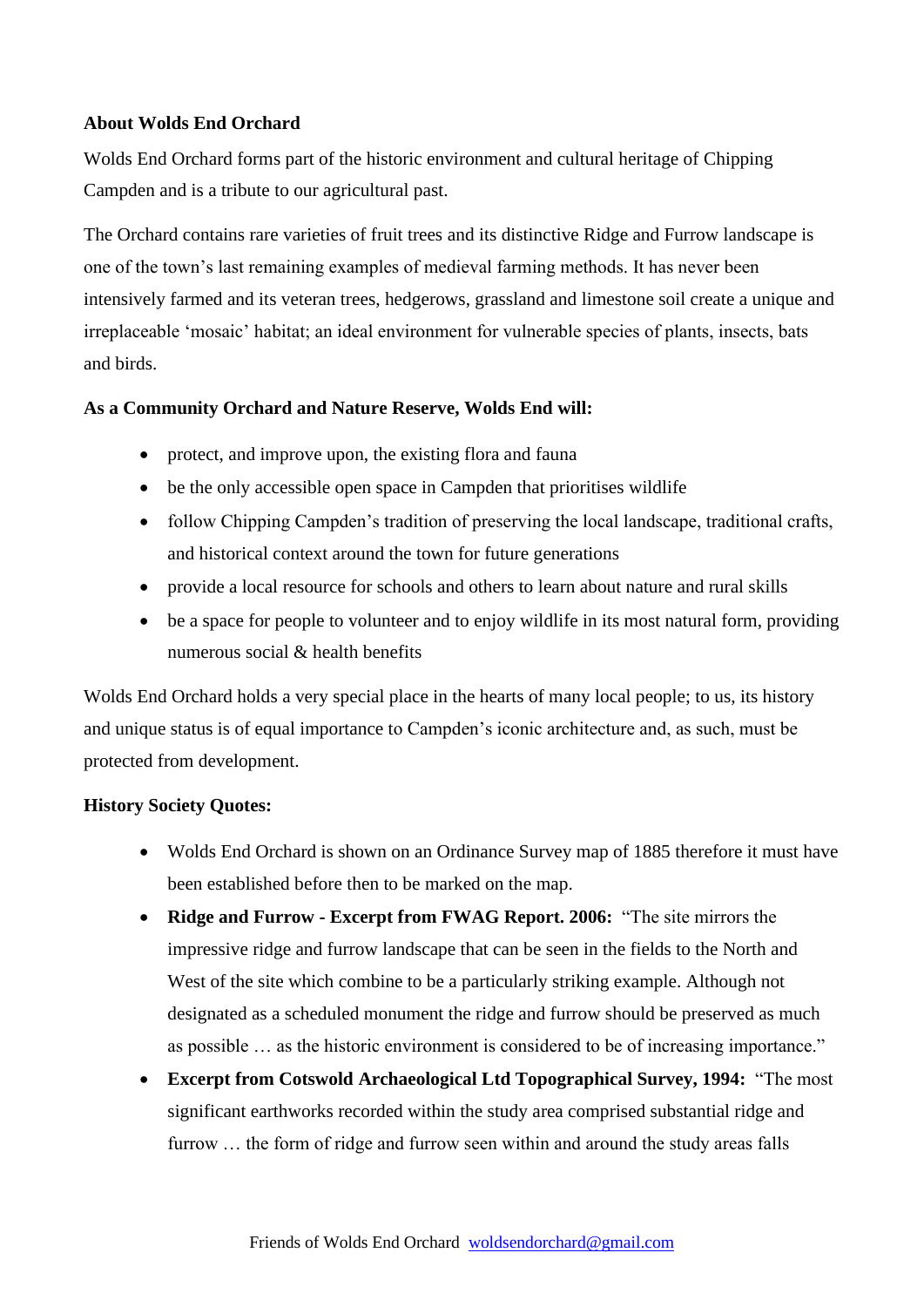**About Wolds End Orchard**

Wolds End Orchard forms part of the historic environment and cultural heritage of Chipping Campden and is a tribute to our agricultural past.

The Orchard contains rare varieties of fruit trees and its distinctive Ridge and Furrow landscape is one of the town's last remaining examples of medieval farming methods. It has never been intensively farmed and its veteran trees, hedgerows, grassland and limestone soil create a unique and irreplaceable 'mosaic' habitat; an ideal environment for vulnerable species of plants, insects, bats and birds.

**As a Community Orchard and Nature Reserve, Wolds End will:**

- protect, and improve upon, the existing flora and fauna
- be the only accessible open space in Campden that prioritises wildlife
- follow Chipping Campden's tradition of preserving the local landscape, traditional crafts, and historical context around the town for future generations
- provide a local resource for schools and others to learn about nature and rural skills
- be a space for people to volunteer and to enjoy wildlife in its most natural form, providing numerous social & health benefits

Wolds End Orchard holds a very special place in the hearts of many local people; to us, its history and unique status is of equal importance to Campden's iconic architecture and, as such, must be protected from development.

**History Society Quotes:**

- Wolds End Orchard is shown on an Ordinance Survey map of 1885 therefore it must have been established before then to be marked on the map.
- **Ridge and Furrow - Excerpt from FWAG Report. 2006:** "The site mirrors the impressive ridge and furrow landscape that can be seen in the fields to the North and West of the site which combine to be a particularly striking example. Although not designated as a scheduled monument the ridge and furrow should be preserved as much as possible … as the historic environment is considered to be of increasing importance."
- **Excerpt from Cotswold Archaeological Ltd Topographical Survey, 1994:** "The most significant earthworks recorded within the study area comprised substantial ridge and furrow … the form of ridge and furrow seen within and around the study areas falls

Friends of Wolds End Orchard woldsendorchard@gmail.com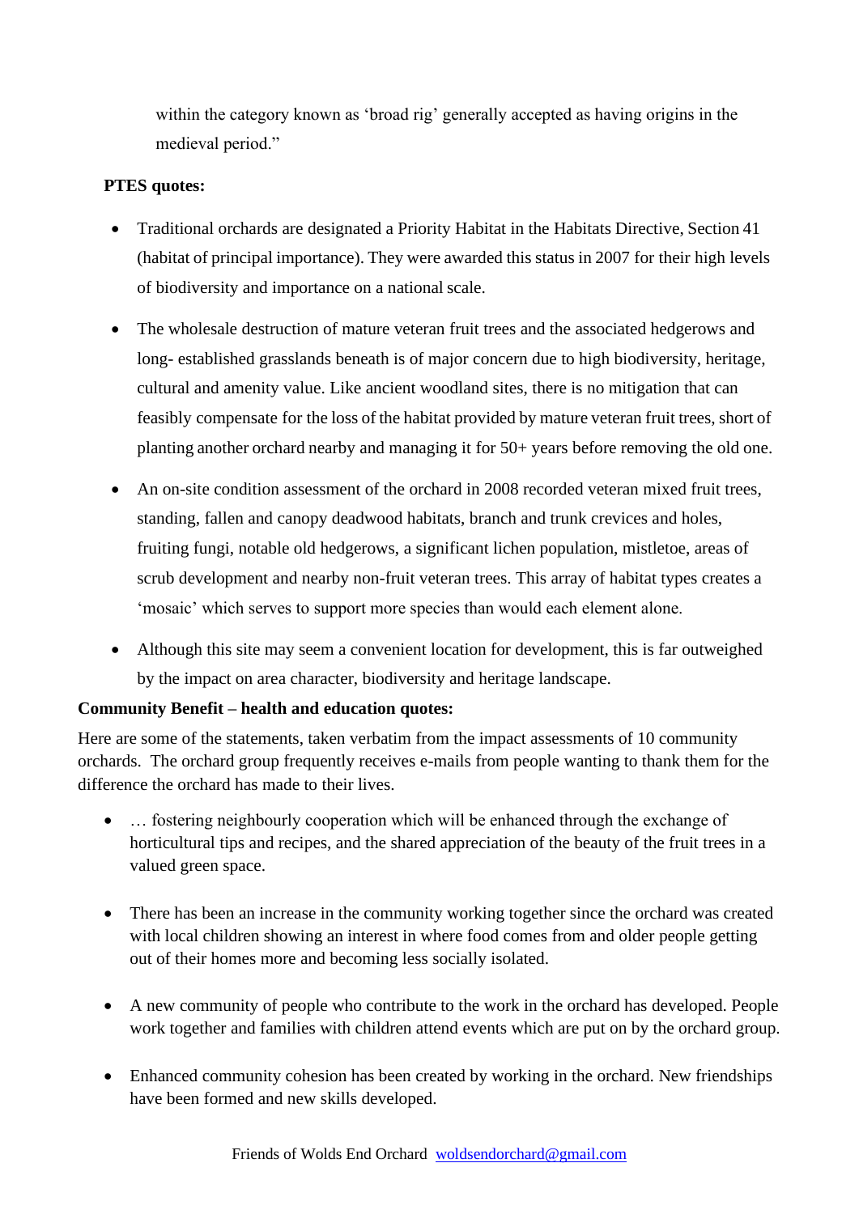within the category known as 'broad rig' generally accepted as having origins in the medieval period."

**PTES quotes:**

- Traditional orchards are designated a Priority Habitat in the Habitats Directive, Section 41 (habitat of principal importance). They were awarded this status in 2007 for their high levels of biodiversity and importance on a national scale.
- The wholesale destruction of mature veteran fruit trees and the associated hedgerows and long- established grasslands beneath is of major concern due to high biodiversity, heritage, cultural and amenity value. Like ancient woodland sites, there is no mitigation that can feasibly compensate for the loss of the habitat provided by mature veteran fruit trees, short of planting another orchard nearby and managing it for 50+ years before removing the old one.
- An on-site condition assessment of the orchard in 2008 recorded veteran mixed fruit trees, standing, fallen and canopy deadwood habitats, branch and trunk crevices and holes, fruiting fungi, notable old hedgerows, a significant lichen population, mistletoe, areas of scrub development and nearby non-fruit veteran trees. This array of habitat types creates a 'mosaic' which serves to support more species than would each element alone.
- Although this site may seem a convenient location for development, this is far outweighed by the impact on area character, biodiversity and heritage landscape.

**Community Benefit – health and education quotes:**

Here are some of the statements, taken verbatim from the impact assessments of 10 community orchards. The orchard group frequently receives e-mails from people wanting to thank them for the difference the orchard has made to their lives.

- … fostering neighbourly cooperation which will be enhanced through the exchange of horticultural tips and recipes, and the shared appreciation of the beauty of the fruit trees in a valued green space.
- There has been an increase in the community working together since the orchard was created with local children showing an interest in where food comes from and older people getting out of their homes more and becoming less socially isolated.
- A new community of people who contribute to the work in the orchard has developed. People work together and families with children attend events which are put on by the orchard group.
- Enhanced community cohesion has been created by working in the orchard. New friendships have been formed and new skills developed.

Friends of Wolds End Orchard woldsendorchard@gmail.com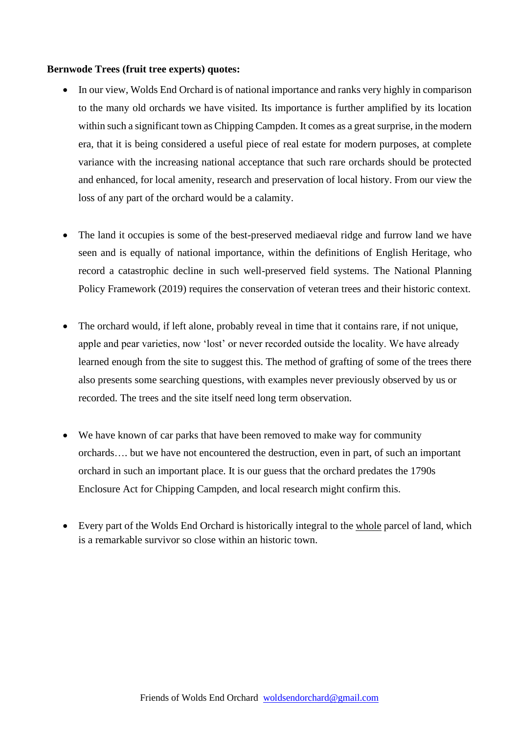**Bernwode Trees (fruit tree experts) quotes:**

- In our view, Wolds End Orchard is of national importance and ranks very highly in comparison to the many old orchards we have visited. Its importance is further amplified by its location within such a significant town as Chipping Campden. It comes as a great surprise, in the modern era, that it is being considered a useful piece of real estate for modern purposes, at complete variance with the increasing national acceptance that such rare orchards should be protected and enhanced, for local amenity, research and preservation of local history. From our view the loss of any part of the orchard would be a calamity.

- The land it occupies is some of the best-preserved mediaeval ridge and furrow land we have seen and is equally of national importance, within the definitions of English Heritage, who record a catastrophic decline in such well-preserved field systems. The National Planning Policy Framework (2019) requires the conservation of veteran trees and their historic context.

- The orchard would, if left alone, probably reveal in time that it contains rare, if not unique, apple and pear varieties, now 'lost' or never recorded outside the locality. We have already learned enough from the site to suggest this. The method of grafting of some of the trees there also presents some searching questions, with examples never previously observed by us or recorded. The trees and the site itself need long term observation.

- We have known of car parks that have been removed to make way for community orchards…. but we have not encountered the destruction, even in part, of such an important orchard in such an important place. It is our guess that the orchard predates the 1790s Enclosure Act for Chipping Campden, and local research might confirm this.

- Every part of the Wolds End Orchard is historically integral to the <u>whole</u> parcel of land, which is a remarkable survivor so close within an historic town.

Friends of Wolds End Orchard woldsendorchard@gmail.com